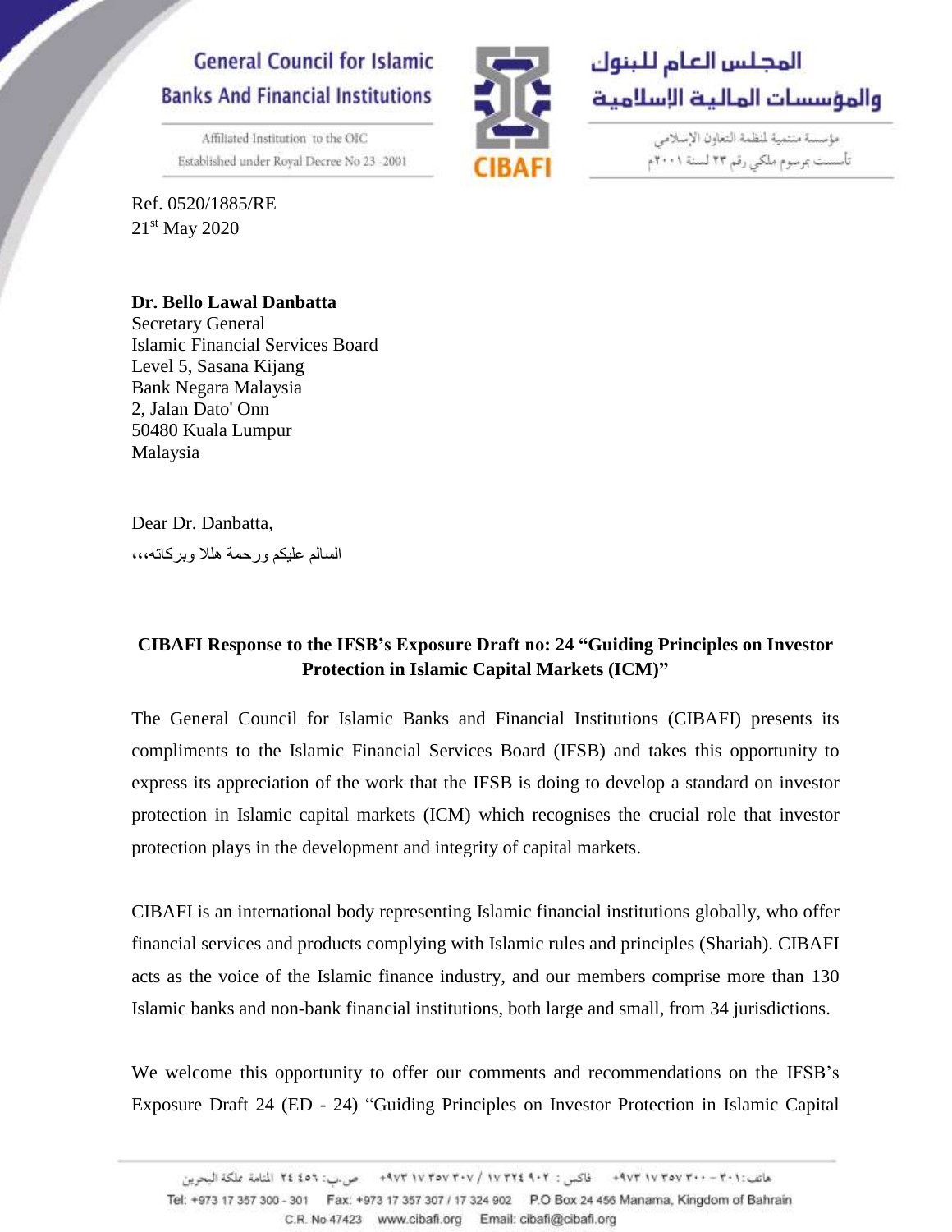General Council for Islamic Banks And Financial Institutions

Affiliated Institution to the OIC
Established under Royal Decree No 23 -2001

المجلس العام للبنوك والمؤسسات المالية الإسلامية

مؤسسة منتمية لمنظمة التعاون الإسلامي
تأسست بمرسوم ملكي رقم ٢٣ لسنة ٢٠٠١م

Ref. 0520/1885/RE
21st May 2020

**Dr. Bello Lawal Danbatta**
Secretary General
Islamic Financial Services Board
Level 5, Sasana Kijang
Bank Negara Malaysia
2, Jalan Dato' Onn
50480 Kuala Lumpur
Malaysia

Dear Dr. Danbatta,

السالم عليكم ورحمة هللا وبركاته،،

**CIBAFI Response to the IFSB's Exposure Draft no: 24 "Guiding Principles on Investor Protection in Islamic Capital Markets (ICM)"**

The General Council for Islamic Banks and Financial Institutions (CIBAFI) presents its compliments to the Islamic Financial Services Board (IFSB) and takes this opportunity to express its appreciation of the work that the IFSB is doing to develop a standard on investor protection in Islamic capital markets (ICM) which recognises the crucial role that investor protection plays in the development and integrity of capital markets.

CIBAFI is an international body representing Islamic financial institutions globally, who offer financial services and products complying with Islamic rules and principles (Shariah). CIBAFI acts as the voice of the Islamic finance industry, and our members comprise more than 130 Islamic banks and non-bank financial institutions, both large and small, from 34 jurisdictions.

We welcome this opportunity to offer our comments and recommendations on the IFSB's Exposure Draft 24 (ED - 24) "Guiding Principles on Investor Protection in Islamic Capital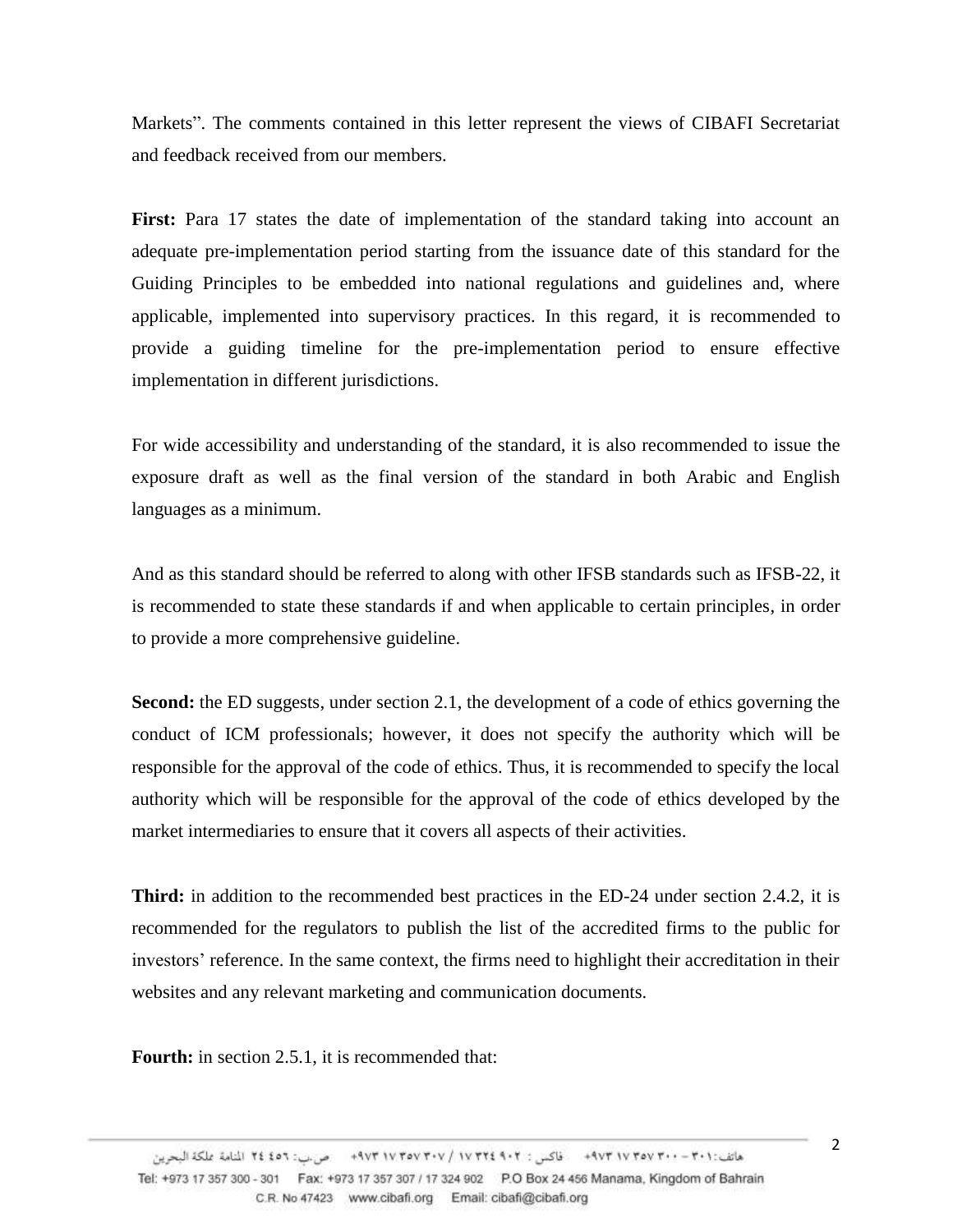Markets". The comments contained in this letter represent the views of CIBAFI Secretariat and feedback received from our members.

**First:** Para 17 states the date of implementation of the standard taking into account an adequate pre-implementation period starting from the issuance date of this standard for the Guiding Principles to be embedded into national regulations and guidelines and, where applicable, implemented into supervisory practices. In this regard, it is recommended to provide a guiding timeline for the pre-implementation period to ensure effective implementation in different jurisdictions.

For wide accessibility and understanding of the standard, it is also recommended to issue the exposure draft as well as the final version of the standard in both Arabic and English languages as a minimum.

And as this standard should be referred to along with other IFSB standards such as IFSB-22, it is recommended to state these standards if and when applicable to certain principles, in order to provide a more comprehensive guideline.

**Second:** the ED suggests, under section 2.1, the development of a code of ethics governing the conduct of ICM professionals; however, it does not specify the authority which will be responsible for the approval of the code of ethics. Thus, it is recommended to specify the local authority which will be responsible for the approval of the code of ethics developed by the market intermediaries to ensure that it covers all aspects of their activities.

**Third:** in addition to the recommended best practices in the ED-24 under section 2.4.2, it is recommended for the regulators to publish the list of the accredited firms to the public for investors' reference. In the same context, the firms need to highlight their accreditation in their websites and any relevant marketing and communication documents.

**Fourth:** in section 2.5.1, it is recommended that: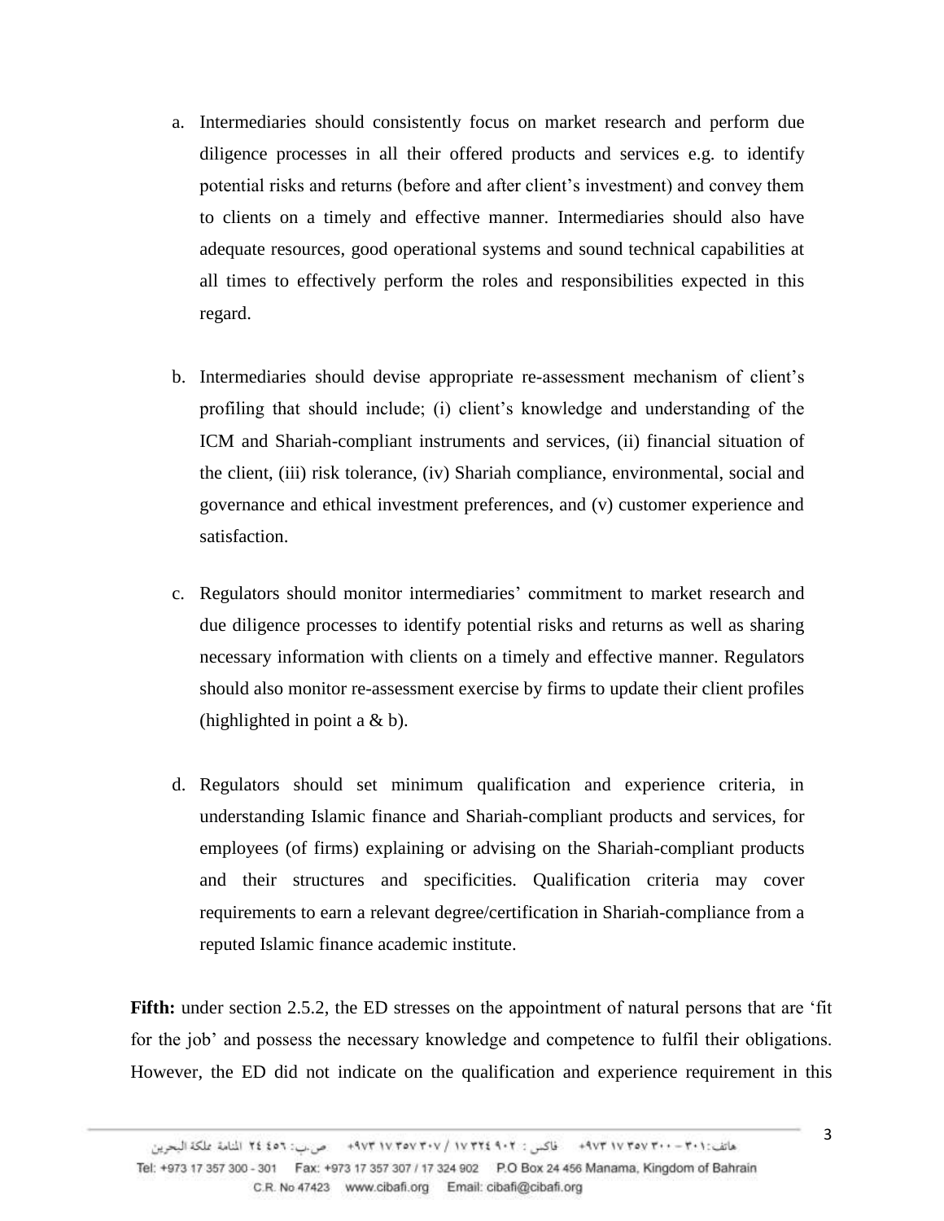a. Intermediaries should consistently focus on market research and perform due diligence processes in all their offered products and services e.g. to identify potential risks and returns (before and after client's investment) and convey them to clients on a timely and effective manner. Intermediaries should also have adequate resources, good operational systems and sound technical capabilities at all times to effectively perform the roles and responsibilities expected in this regard.

b. Intermediaries should devise appropriate re-assessment mechanism of client's profiling that should include; (i) client's knowledge and understanding of the ICM and Shariah-compliant instruments and services, (ii) financial situation of the client, (iii) risk tolerance, (iv) Shariah compliance, environmental, social and governance and ethical investment preferences, and (v) customer experience and satisfaction.

c. Regulators should monitor intermediaries' commitment to market research and due diligence processes to identify potential risks and returns as well as sharing necessary information with clients on a timely and effective manner. Regulators should also monitor re-assessment exercise by firms to update their client profiles (highlighted in point a & b).

d. Regulators should set minimum qualification and experience criteria, in understanding Islamic finance and Shariah-compliant products and services, for employees (of firms) explaining or advising on the Shariah-compliant products and their structures and specificities. Qualification criteria may cover requirements to earn a relevant degree/certification in Shariah-compliance from a reputed Islamic finance academic institute.

**Fifth:** under section 2.5.2, the ED stresses on the appointment of natural persons that are 'fit for the job' and possess the necessary knowledge and competence to fulfil their obligations. However, the ED did not indicate on the qualification and experience requirement in this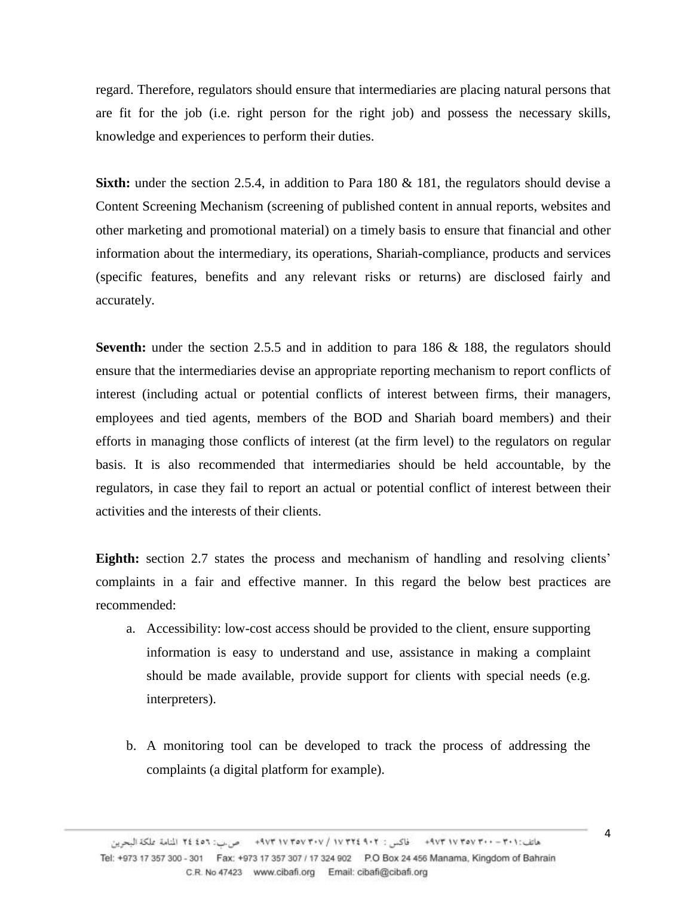regard. Therefore, regulators should ensure that intermediaries are placing natural persons that are fit for the job (i.e. right person for the right job) and possess the necessary skills, knowledge and experiences to perform their duties.

**Sixth:** under the section 2.5.4, in addition to Para 180 & 181, the regulators should devise a Content Screening Mechanism (screening of published content in annual reports, websites and other marketing and promotional material) on a timely basis to ensure that financial and other information about the intermediary, its operations, Shariah-compliance, products and services (specific features, benefits and any relevant risks or returns) are disclosed fairly and accurately.

**Seventh:** under the section 2.5.5 and in addition to para 186 & 188, the regulators should ensure that the intermediaries devise an appropriate reporting mechanism to report conflicts of interest (including actual or potential conflicts of interest between firms, their managers, employees and tied agents, members of the BOD and Shariah board members) and their efforts in managing those conflicts of interest (at the firm level) to the regulators on regular basis. It is also recommended that intermediaries should be held accountable, by the regulators, in case they fail to report an actual or potential conflict of interest between their activities and the interests of their clients.

**Eighth:** section 2.7 states the process and mechanism of handling and resolving clients' complaints in a fair and effective manner. In this regard the below best practices are recommended:

a. Accessibility: low-cost access should be provided to the client, ensure supporting information is easy to understand and use, assistance in making a complaint should be made available, provide support for clients with special needs (e.g. interpreters).

b. A monitoring tool can be developed to track the process of addressing the complaints (a digital platform for example).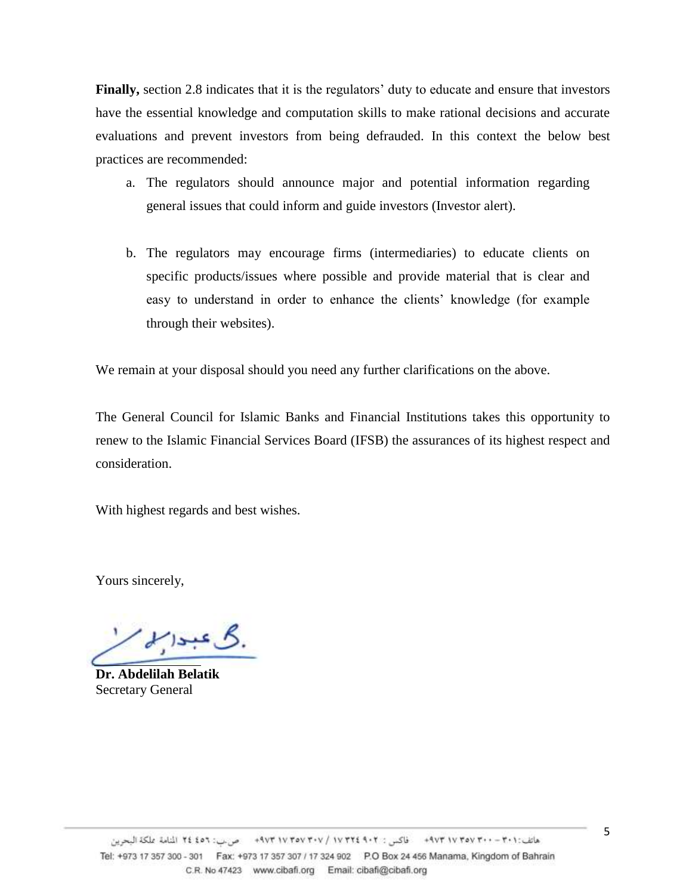**Finally,** section 2.8 indicates that it is the regulators' duty to educate and ensure that investors have the essential knowledge and computation skills to make rational decisions and accurate evaluations and prevent investors from being defrauded. In this context the below best practices are recommended:

a. The regulators should announce major and potential information regarding general issues that could inform and guide investors (Investor alert).

b. The regulators may encourage firms (intermediaries) to educate clients on specific products/issues where possible and provide material that is clear and easy to understand in order to enhance the clients' knowledge (for example through their websites).

We remain at your disposal should you need any further clarifications on the above.

The General Council for Islamic Banks and Financial Institutions takes this opportunity to renew to the Islamic Financial Services Board (IFSB) the assurances of its highest respect and consideration.

With highest regards and best wishes.

Yours sincerely,

**Dr. Abdelilah Belatik**
Secretary General